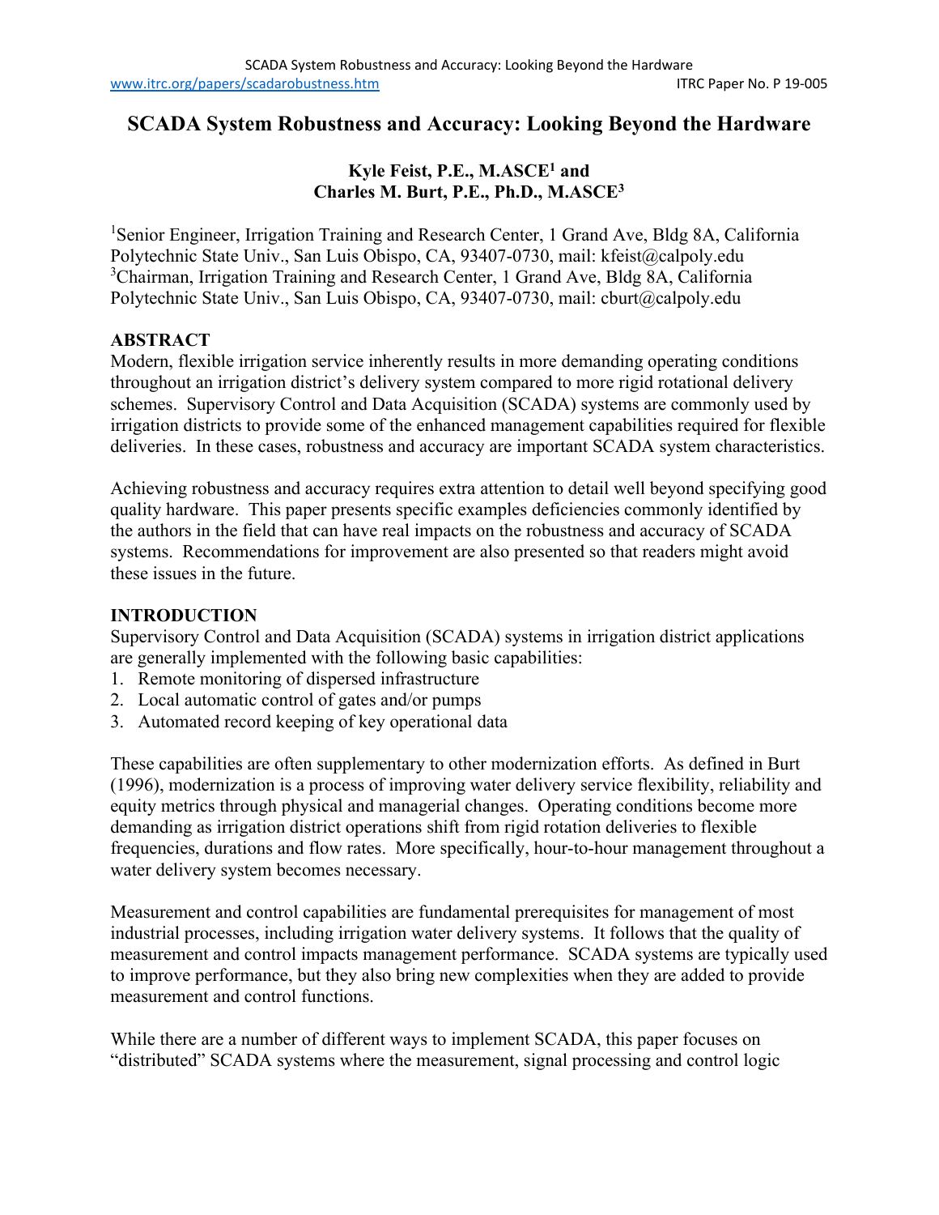# SCADA System Robustness and Accuracy: Looking Beyond the Hardware

**Kyle Feist, P.E., M.ASCE[1] and**
**Charles M. Burt, P.E., Ph.D., M.ASCE[3]**

[1]Senior Engineer, Irrigation Training and Research Center, 1 Grand Ave, Bldg 8A, California Polytechnic State Univ., San Luis Obispo, CA, 93407-0730, mail: kfeist@calpoly.edu
[3]Chairman, Irrigation Training and Research Center, 1 Grand Ave, Bldg 8A, California Polytechnic State Univ., San Luis Obispo, CA, 93407-0730, mail: cburt@calpoly.edu

## ABSTRACT

Modern, flexible irrigation service inherently results in more demanding operating conditions throughout an irrigation district's delivery system compared to more rigid rotational delivery schemes. Supervisory Control and Data Acquisition (SCADA) systems are commonly used by irrigation districts to provide some of the enhanced management capabilities required for flexible deliveries. In these cases, robustness and accuracy are important SCADA system characteristics.

Achieving robustness and accuracy requires extra attention to detail well beyond specifying good quality hardware. This paper presents specific examples deficiencies commonly identified by the authors in the field that can have real impacts on the robustness and accuracy of SCADA systems. Recommendations for improvement are also presented so that readers might avoid these issues in the future.

## INTRODUCTION

Supervisory Control and Data Acquisition (SCADA) systems in irrigation district applications are generally implemented with the following basic capabilities:

1. Remote monitoring of dispersed infrastructure
2. Local automatic control of gates and/or pumps
3. Automated record keeping of key operational data

These capabilities are often supplementary to other modernization efforts. As defined in Burt (1996), modernization is a process of improving water delivery service flexibility, reliability and equity metrics through physical and managerial changes. Operating conditions become more demanding as irrigation district operations shift from rigid rotation deliveries to flexible frequencies, durations and flow rates. More specifically, hour-to-hour management throughout a water delivery system becomes necessary.

Measurement and control capabilities are fundamental prerequisites for management of most industrial processes, including irrigation water delivery systems. It follows that the quality of measurement and control impacts management performance. SCADA systems are typically used to improve performance, but they also bring new complexities when they are added to provide measurement and control functions.

While there are a number of different ways to implement SCADA, this paper focuses on "distributed" SCADA systems where the measurement, signal processing and control logic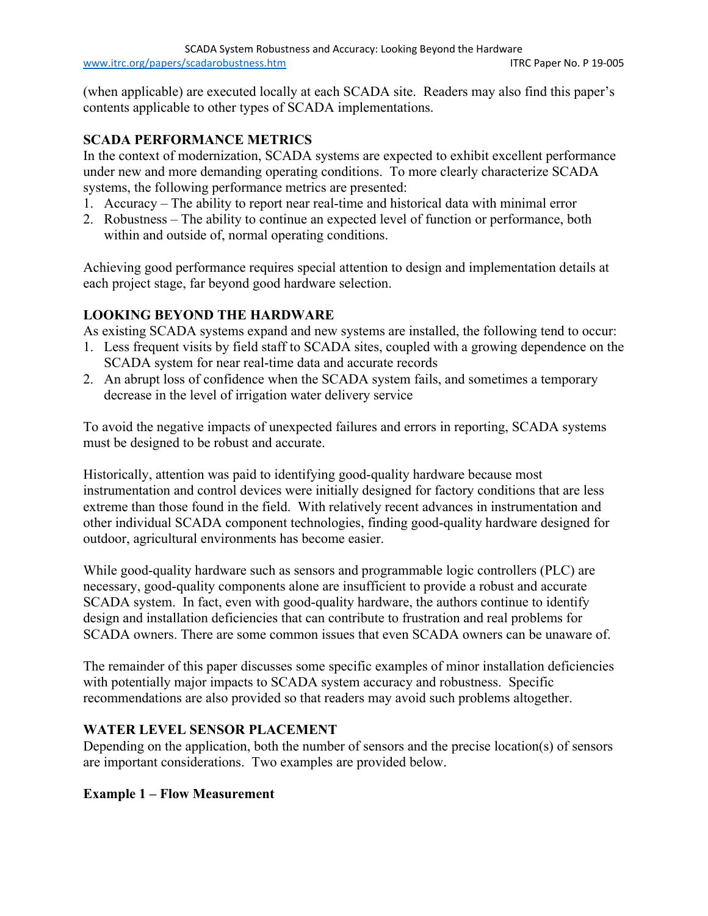(when applicable) are executed locally at each SCADA site. Readers may also find this paper's contents applicable to other types of SCADA implementations.

## SCADA PERFORMANCE METRICS

In the context of modernization, SCADA systems are expected to exhibit excellent performance under new and more demanding operating conditions. To more clearly characterize SCADA systems, the following performance metrics are presented:

1. Accuracy – The ability to report near real-time and historical data with minimal error
2. Robustness – The ability to continue an expected level of function or performance, both within and outside of, normal operating conditions.

Achieving good performance requires special attention to design and implementation details at each project stage, far beyond good hardware selection.

## LOOKING BEYOND THE HARDWARE

As existing SCADA systems expand and new systems are installed, the following tend to occur:

1. Less frequent visits by field staff to SCADA sites, coupled with a growing dependence on the SCADA system for near real-time data and accurate records
2. An abrupt loss of confidence when the SCADA system fails, and sometimes a temporary decrease in the level of irrigation water delivery service

To avoid the negative impacts of unexpected failures and errors in reporting, SCADA systems must be designed to be robust and accurate.

Historically, attention was paid to identifying good-quality hardware because most instrumentation and control devices were initially designed for factory conditions that are less extreme than those found in the field. With relatively recent advances in instrumentation and other individual SCADA component technologies, finding good-quality hardware designed for outdoor, agricultural environments has become easier.

While good-quality hardware such as sensors and programmable logic controllers (PLC) are necessary, good-quality components alone are insufficient to provide a robust and accurate SCADA system. In fact, even with good-quality hardware, the authors continue to identify design and installation deficiencies that can contribute to frustration and real problems for SCADA owners. There are some common issues that even SCADA owners can be unaware of.

The remainder of this paper discusses some specific examples of minor installation deficiencies with potentially major impacts to SCADA system accuracy and robustness. Specific recommendations are also provided so that readers may avoid such problems altogether.

## WATER LEVEL SENSOR PLACEMENT

Depending on the application, both the number of sensors and the precise location(s) of sensors are important considerations. Two examples are provided below.

### Example 1 – Flow Measurement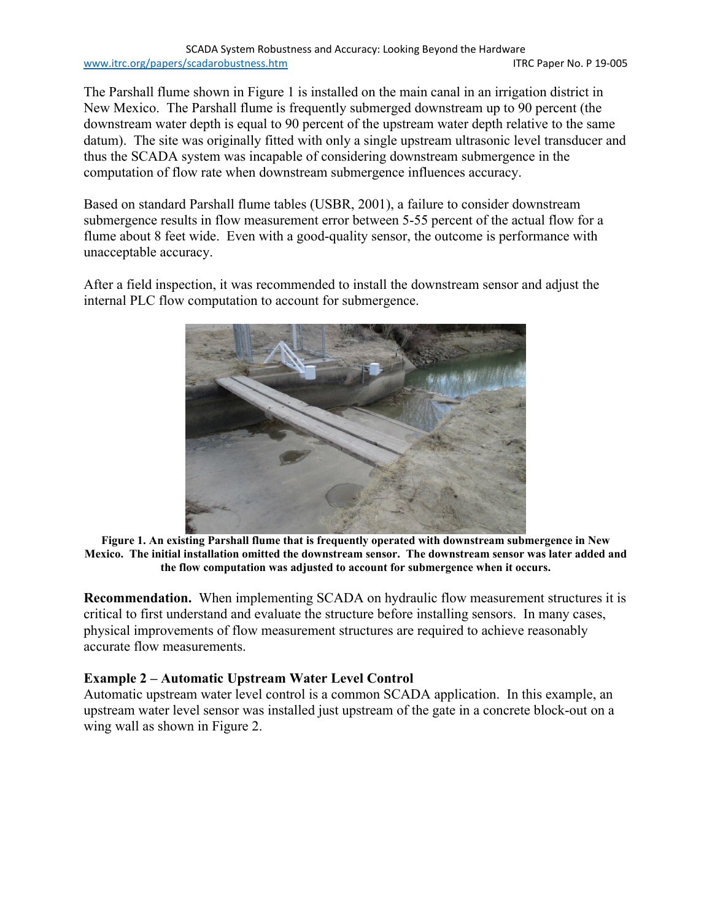The Parshall flume shown in Figure 1 is installed on the main canal in an irrigation district in New Mexico. The Parshall flume is frequently submerged downstream up to 90 percent (the downstream water depth is equal to 90 percent of the upstream water depth relative to the same datum). The site was originally fitted with only a single upstream ultrasonic level transducer and thus the SCADA system was incapable of considering downstream submergence in the computation of flow rate when downstream submergence influences accuracy.

Based on standard Parshall flume tables (USBR, 2001), a failure to consider downstream submergence results in flow measurement error between 5-55 percent of the actual flow for a flume about 8 feet wide. Even with a good-quality sensor, the outcome is performance with unacceptable accuracy.

After a field inspection, it was recommended to install the downstream sensor and adjust the internal PLC flow computation to account for submergence.

**Figure 1. An existing Parshall flume that is frequently operated with downstream submergence in New Mexico. The initial installation omitted the downstream sensor. The downstream sensor was later added and the flow computation was adjusted to account for submergence when it occurs.**

**Recommendation.** When implementing SCADA on hydraulic flow measurement structures it is critical to first understand and evaluate the structure before installing sensors. In many cases, physical improvements of flow measurement structures are required to achieve reasonably accurate flow measurements.

### Example 2 – Automatic Upstream Water Level Control

Automatic upstream water level control is a common SCADA application. In this example, an upstream water level sensor was installed just upstream of the gate in a concrete block-out on a wing wall as shown in Figure 2.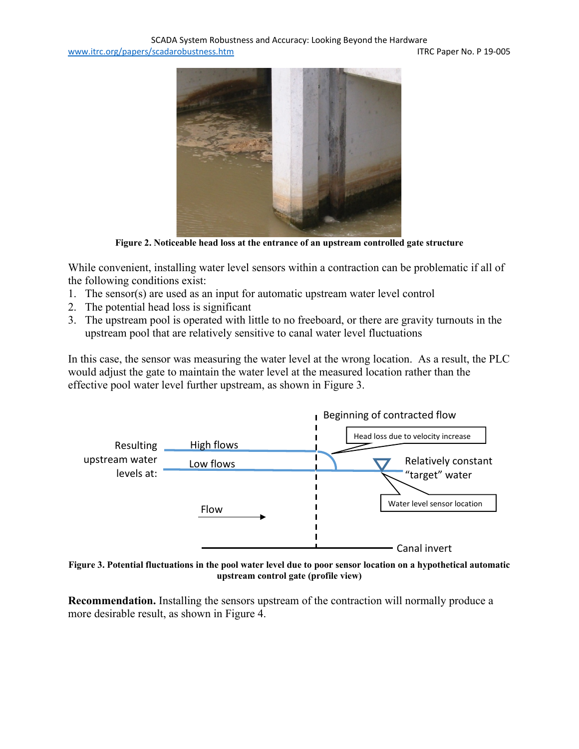Figure 2. Noticeable head loss at the entrance of an upstream controlled gate structure

While convenient, installing water level sensors within a contraction can be problematic if all of the following conditions exist:

1. The sensor(s) are used as an input for automatic upstream water level control
2. The potential head loss is significant
3. The upstream pool is operated with little to no freeboard, or there are gravity turnouts in the upstream pool that are relatively sensitive to canal water level fluctuations

In this case, the sensor was measuring the water level at the wrong location. As a result, the PLC would adjust the gate to maintain the water level at the measured location rather than the effective pool water level further upstream, as shown in Figure 3.

Figure 3. Potential fluctuations in the pool water level due to poor sensor location on a hypothetical automatic upstream control gate (profile view)

**Recommendation.** Installing the sensors upstream of the contraction will normally produce a more desirable result, as shown in Figure 4.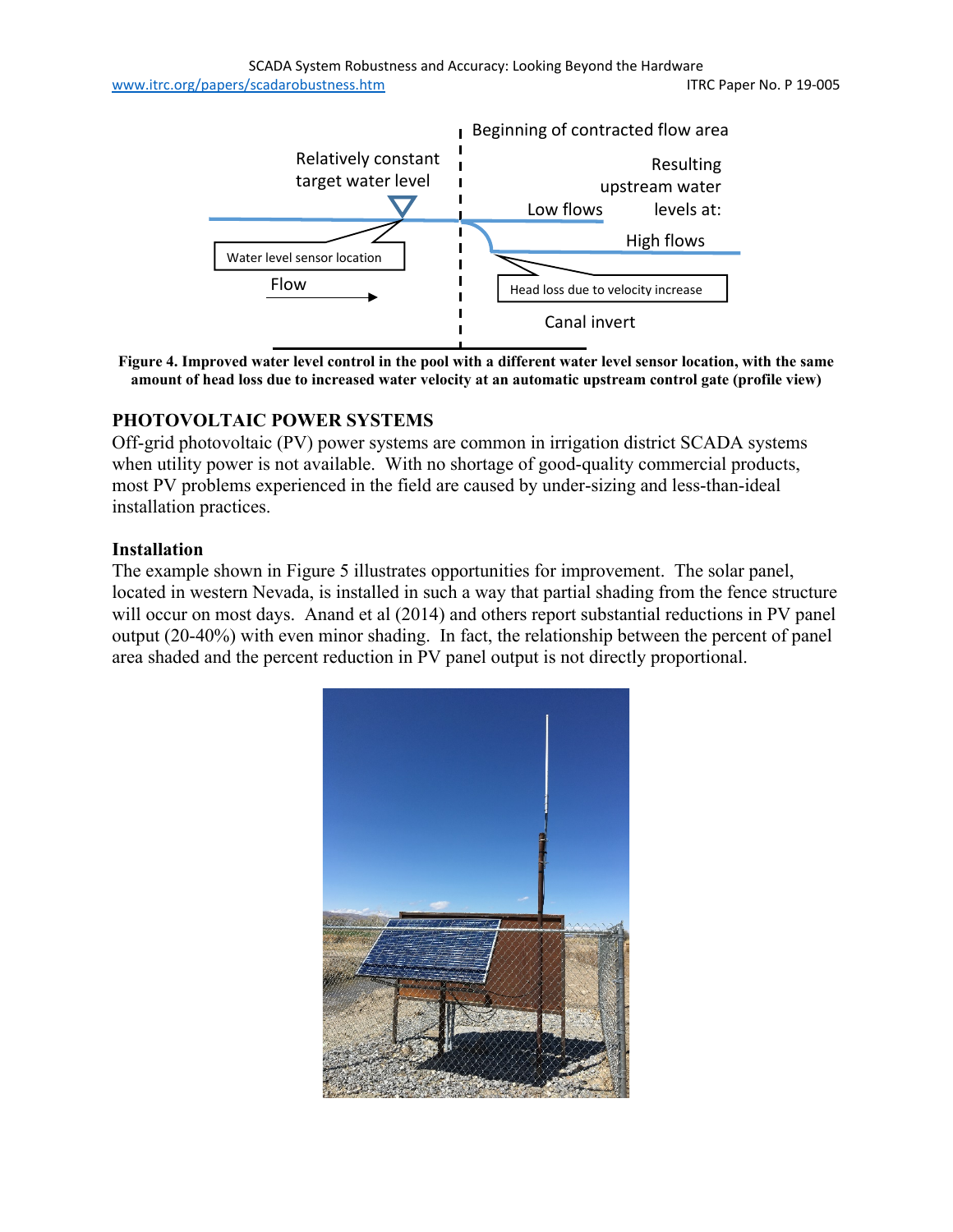Figure 4. Improved water level control in the pool with a different water level sensor location, with the same amount of head loss due to increased water velocity at an automatic upstream control gate (profile view)

## PHOTOVOLTAIC POWER SYSTEMS

Off-grid photovoltaic (PV) power systems are common in irrigation district SCADA systems when utility power is not available. With no shortage of good-quality commercial products, most PV problems experienced in the field are caused by under-sizing and less-than-ideal installation practices.

### Installation

The example shown in Figure 5 illustrates opportunities for improvement. The solar panel, located in western Nevada, is installed in such a way that partial shading from the fence structure will occur on most days. Anand et al (2014) and others report substantial reductions in PV panel output (20-40%) with even minor shading. In fact, the relationship between the percent of panel area shaded and the percent reduction in PV panel output is not directly proportional.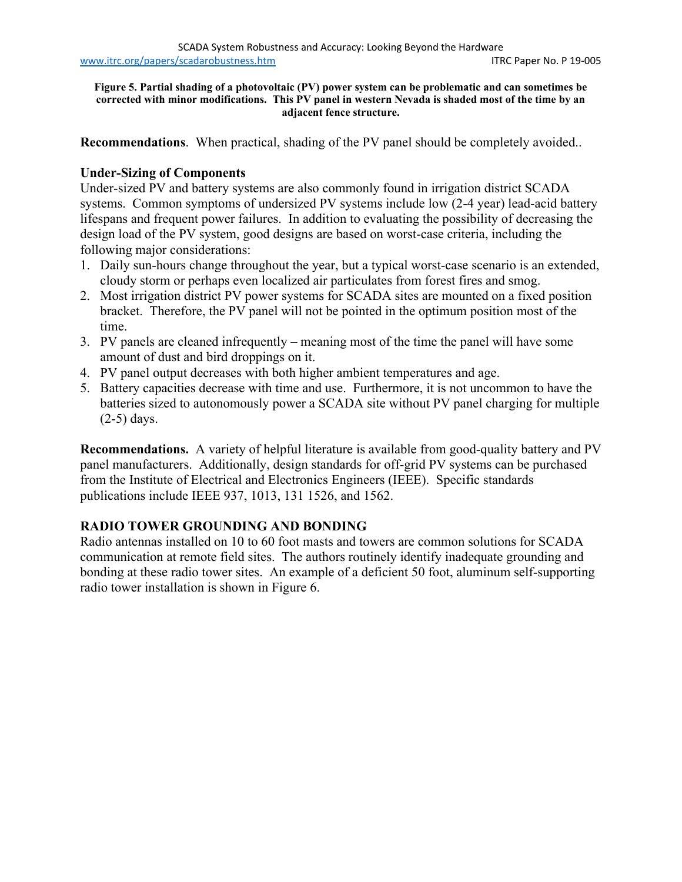**Figure 5. Partial shading of a photovoltaic (PV) power system can be problematic and can sometimes be corrected with minor modifications. This PV panel in western Nevada is shaded most of the time by an adjacent fence structure.**

**Recommendations**. When practical, shading of the PV panel should be completely avoided..

### Under-Sizing of Components

Under-sized PV and battery systems are also commonly found in irrigation district SCADA systems. Common symptoms of undersized PV systems include low (2-4 year) lead-acid battery lifespans and frequent power failures. In addition to evaluating the possibility of decreasing the design load of the PV system, good designs are based on worst-case criteria, including the following major considerations:

1. Daily sun-hours change throughout the year, but a typical worst-case scenario is an extended, cloudy storm or perhaps even localized air particulates from forest fires and smog.
2. Most irrigation district PV power systems for SCADA sites are mounted on a fixed position bracket. Therefore, the PV panel will not be pointed in the optimum position most of the time.
3. PV panels are cleaned infrequently – meaning most of the time the panel will have some amount of dust and bird droppings on it.
4. PV panel output decreases with both higher ambient temperatures and age.
5. Battery capacities decrease with time and use. Furthermore, it is not uncommon to have the batteries sized to autonomously power a SCADA site without PV panel charging for multiple (2-5) days.

**Recommendations.** A variety of helpful literature is available from good-quality battery and PV panel manufacturers. Additionally, design standards for off-grid PV systems can be purchased from the Institute of Electrical and Electronics Engineers (IEEE). Specific standards publications include IEEE 937, 1013, 131 1526, and 1562.

## RADIO TOWER GROUNDING AND BONDING

Radio antennas installed on 10 to 60 foot masts and towers are common solutions for SCADA communication at remote field sites. The authors routinely identify inadequate grounding and bonding at these radio tower sites. An example of a deficient 50 foot, aluminum self-supporting radio tower installation is shown in Figure 6.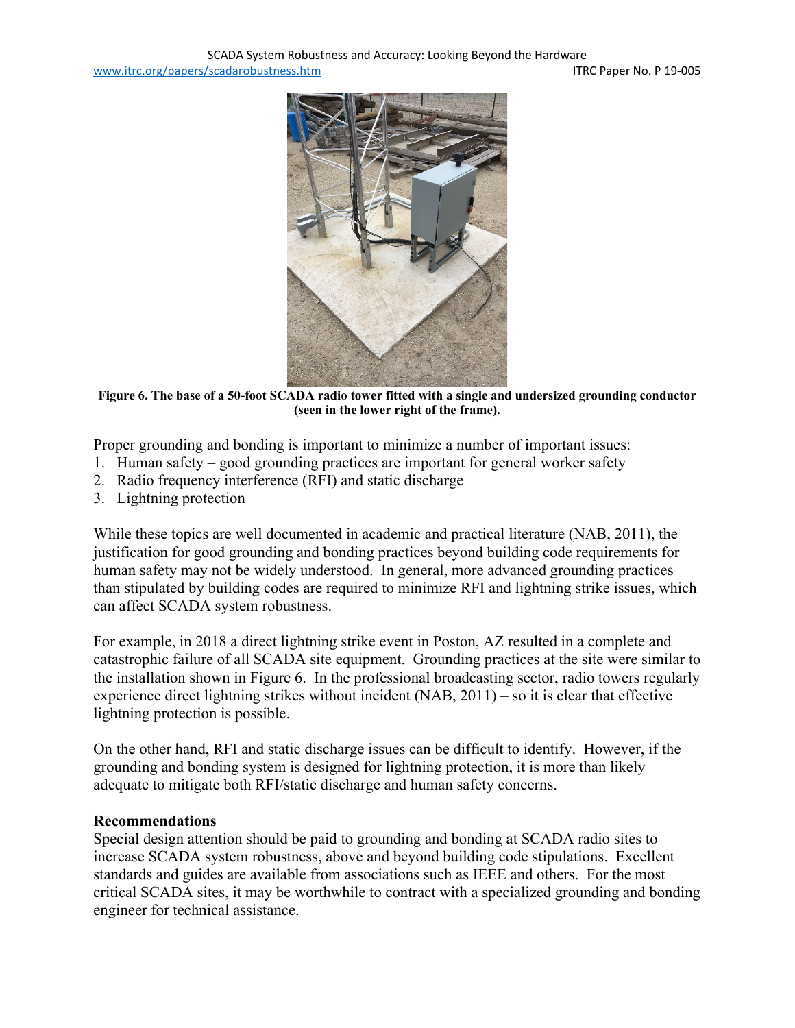**Figure 6. The base of a 50-foot SCADA radio tower fitted with a single and undersized grounding conductor (seen in the lower right of the frame).**

Proper grounding and bonding is important to minimize a number of important issues:

1. Human safety – good grounding practices are important for general worker safety
2. Radio frequency interference (RFI) and static discharge
3. Lightning protection

While these topics are well documented in academic and practical literature (NAB, 2011), the justification for good grounding and bonding practices beyond building code requirements for human safety may not be widely understood. In general, more advanced grounding practices than stipulated by building codes are required to minimize RFI and lightning strike issues, which can affect SCADA system robustness.

For example, in 2018 a direct lightning strike event in Poston, AZ resulted in a complete and catastrophic failure of all SCADA site equipment. Grounding practices at the site were similar to the installation shown in Figure 6. In the professional broadcasting sector, radio towers regularly experience direct lightning strikes without incident (NAB, 2011) – so it is clear that effective lightning protection is possible.

On the other hand, RFI and static discharge issues can be difficult to identify. However, if the grounding and bonding system is designed for lightning protection, it is more than likely adequate to mitigate both RFI/static discharge and human safety concerns.

**Recommendations**

Special design attention should be paid to grounding and bonding at SCADA radio sites to increase SCADA system robustness, above and beyond building code stipulations. Excellent standards and guides are available from associations such as IEEE and others. For the most critical SCADA sites, it may be worthwhile to contract with a specialized grounding and bonding engineer for technical assistance.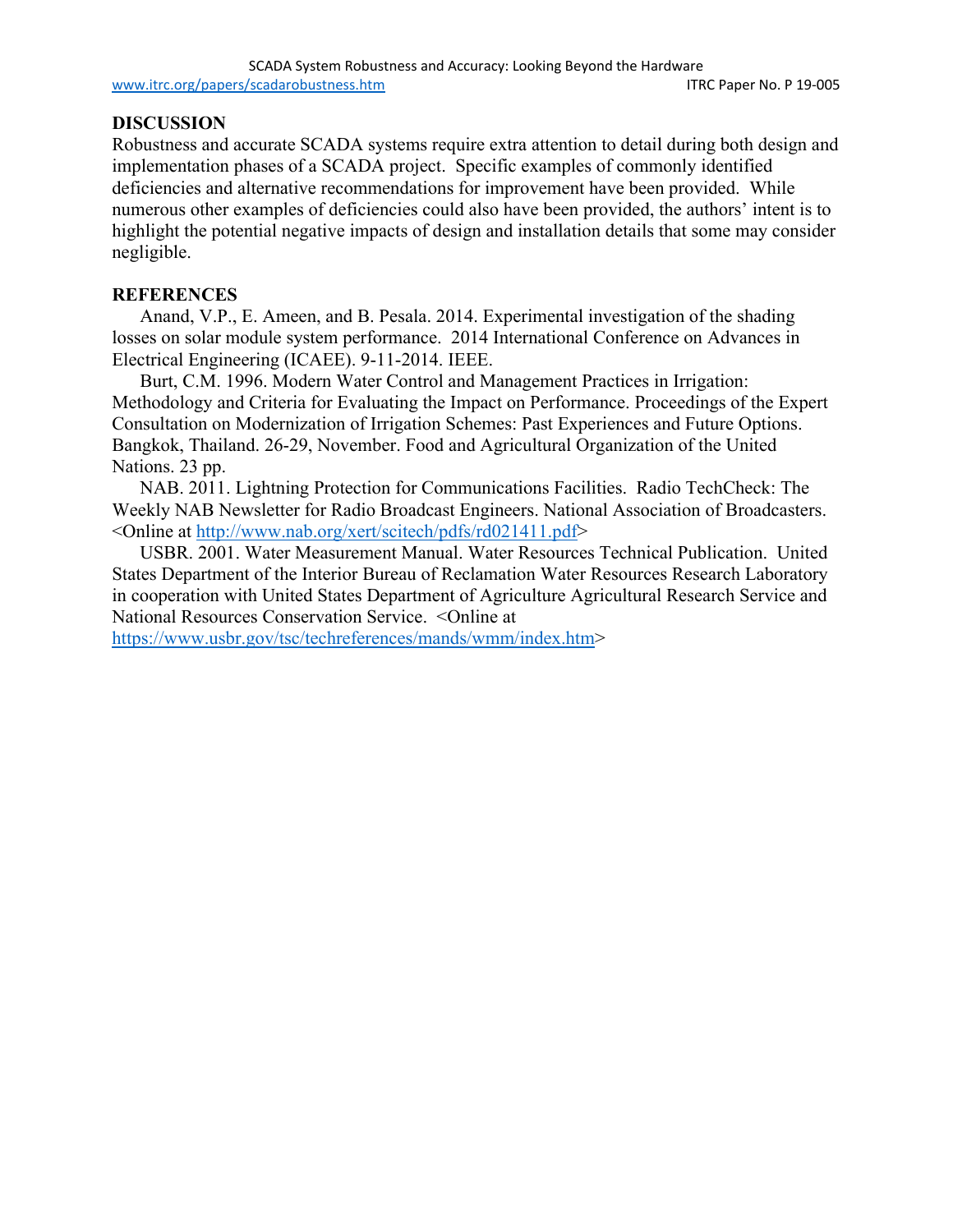## DISCUSSION

Robustness and accurate SCADA systems require extra attention to detail during both design and implementation phases of a SCADA project. Specific examples of commonly identified deficiencies and alternative recommendations for improvement have been provided. While numerous other examples of deficiencies could also have been provided, the authors' intent is to highlight the potential negative impacts of design and installation details that some may consider negligible.

## REFERENCES

Anand, V.P., E. Ameen, and B. Pesala. 2014. Experimental investigation of the shading losses on solar module system performance. 2014 International Conference on Advances in Electrical Engineering (ICAEE). 9-11-2014. IEEE.

Burt, C.M. 1996. Modern Water Control and Management Practices in Irrigation: Methodology and Criteria for Evaluating the Impact on Performance. Proceedings of the Expert Consultation on Modernization of Irrigation Schemes: Past Experiences and Future Options. Bangkok, Thailand. 26-29, November. Food and Agricultural Organization of the United Nations. 23 pp.

NAB. 2011. Lightning Protection for Communications Facilities. Radio TechCheck: The Weekly NAB Newsletter for Radio Broadcast Engineers. National Association of Broadcasters. <Online at http://www.nab.org/xert/scitech/pdfs/rd021411.pdf>

USBR. 2001. Water Measurement Manual. Water Resources Technical Publication. United States Department of the Interior Bureau of Reclamation Water Resources Research Laboratory in cooperation with United States Department of Agriculture Agricultural Research Service and National Resources Conservation Service. <Online at https://www.usbr.gov/tsc/techreferences/mands/wmm/index.htm>